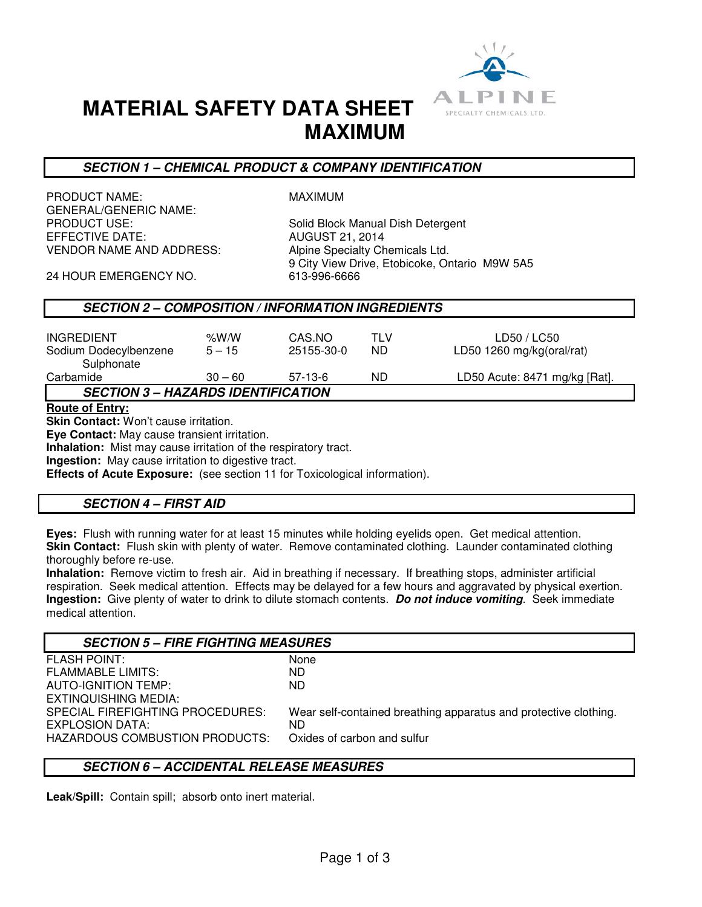# MATERIAL SAFETY DATA SHEET
# MAXIMUM

## SECTION 1 – CHEMICAL PRODUCT & COMPANY IDENTIFICATION

| | |
|---|---|
| PRODUCT NAME: | MAXIMUM |
| GENERAL/GENERIC NAME: | |
| PRODUCT USE: | Solid Block Manual Dish Detergent |
| EFFECTIVE DATE: | AUGUST 21, 2014 |
| VENDOR NAME AND ADDRESS: | Alpine Specialty Chemicals Ltd.<br>9 City View Drive, Etobicoke, Ontario M9W 5A5 |
| 24 HOUR EMERGENCY NO. | 613-996-6666 |

## SECTION 2 – COMPOSITION / INFORMATION INGREDIENTS

| INGREDIENT | %W/W | CAS.NO | TLV | LD50 / LC50 |
|---|---|---|---|---|
| Sodium Dodecylbenzene Sulphonate | 5 – 15 | 25155-30-0 | ND | LD50 1260 mg/kg(oral/rat) |
| Carbamide | 30 – 60 | 57-13-6 | ND | LD50 Acute: 8471 mg/kg [Rat]. |

## SECTION 3 – HAZARDS IDENTIFICATION

**Route of Entry:**

**Skin Contact:** Won't cause irritation.
**Eye Contact:** May cause transient irritation.
**Inhalation:** Mist may cause irritation of the respiratory tract.
**Ingestion:** May cause irritation to digestive tract.
**Effects of Acute Exposure:** (see section 11 for Toxicological information).

## SECTION 4 – FIRST AID

**Eyes:** Flush with running water for at least 15 minutes while holding eyelids open. Get medical attention.
**Skin Contact:** Flush skin with plenty of water. Remove contaminated clothing. Launder contaminated clothing thoroughly before re-use.
**Inhalation:** Remove victim to fresh air. Aid in breathing if necessary. If breathing stops, administer artificial respiration. Seek medical attention. Effects may be delayed for a few hours and aggravated by physical exertion.
**Ingestion:** Give plenty of water to drink to dilute stomach contents. ***Do not induce vomiting***. Seek immediate medical attention.

## SECTION 5 – FIRE FIGHTING MEASURES

| | |
|---|---|
| FLASH POINT: | None |
| FLAMMABLE LIMITS: | ND |
| AUTO-IGNITION TEMP: | ND |
| EXTINQUISHING MEDIA: | |
| SPECIAL FIREFIGHTING PROCEDURES: | Wear self-contained breathing apparatus and protective clothing. |
| EXPLOSION DATA: | ND |
| HAZARDOUS COMBUSTION PRODUCTS: | Oxides of carbon and sulfur |

## SECTION 6 – ACCIDENTAL RELEASE MEASURES

**Leak/Spill:** Contain spill; absorb onto inert material.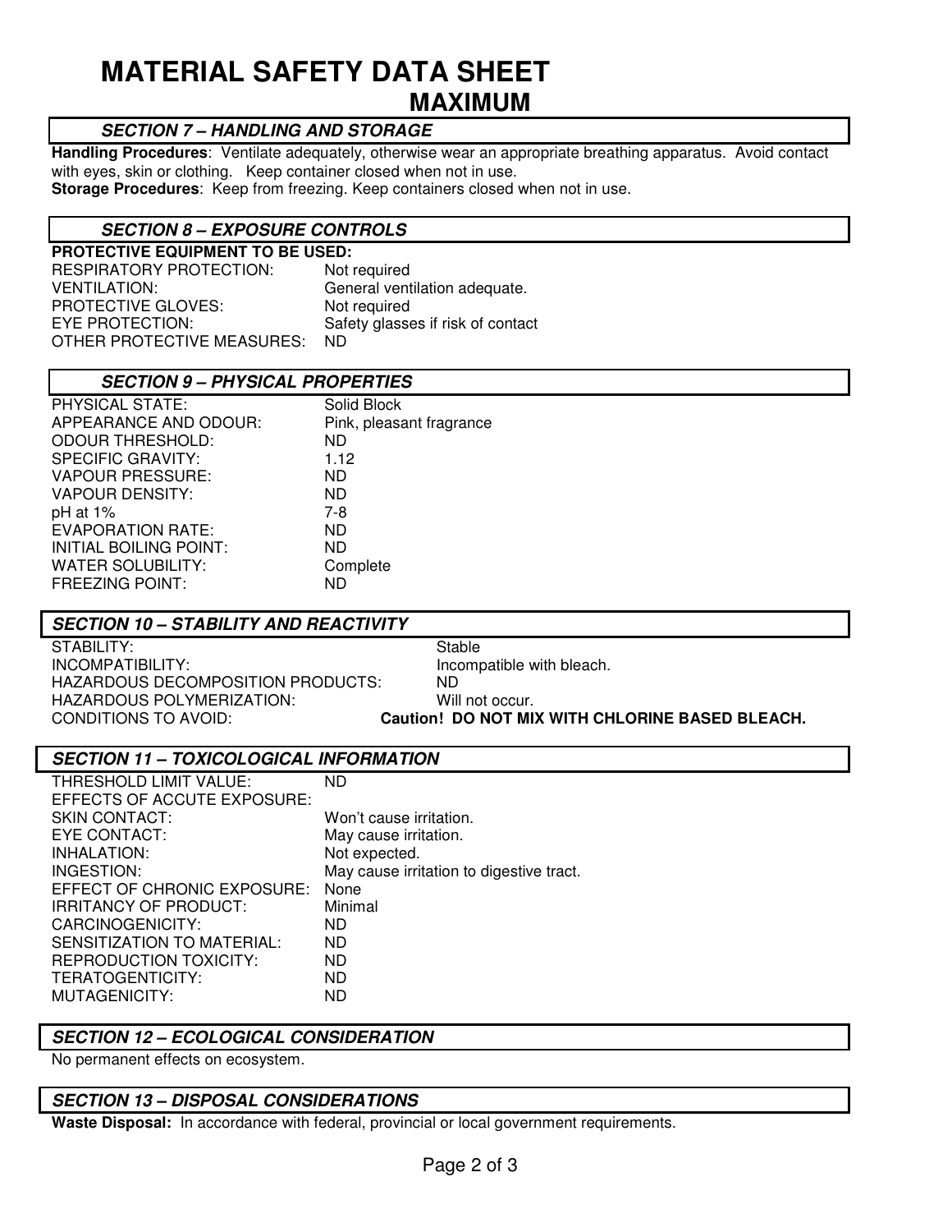# MATERIAL SAFETY DATA SHEET

## MAXIMUM

### SECTION 7 – HANDLING AND STORAGE

**Handling Procedures**: Ventilate adequately, otherwise wear an appropriate breathing apparatus. Avoid contact with eyes, skin or clothing. Keep container closed when not in use.
**Storage Procedures**: Keep from freezing. Keep containers closed when not in use.

### SECTION 8 – EXPOSURE CONTROLS

**PROTECTIVE EQUIPMENT TO BE USED:**

| | |
|---|---|
| RESPIRATORY PROTECTION: | Not required |
| VENTILATION: | General ventilation adequate. |
| PROTECTIVE GLOVES: | Not required |
| EYE PROTECTION: | Safety glasses if risk of contact |
| OTHER PROTECTIVE MEASURES: | ND |

### SECTION 9 – PHYSICAL PROPERTIES

| | |
|---|---|
| PHYSICAL STATE: | Solid Block |
| APPEARANCE AND ODOUR: | Pink, pleasant fragrance |
| ODOUR THRESHOLD: | ND |
| SPECIFIC GRAVITY: | 1.12 |
| VAPOUR PRESSURE: | ND |
| VAPOUR DENSITY: | ND |
| pH at 1% | 7-8 |
| EVAPORATION RATE: | ND |
| INITIAL BOILING POINT: | ND |
| WATER SOLUBILITY: | Complete |
| FREEZING POINT: | ND |

### SECTION 10 – STABILITY AND REACTIVITY

| | |
|---|---|
| STABILITY: | Stable |
| INCOMPATIBILITY: | Incompatible with bleach. |
| HAZARDOUS DECOMPOSITION PRODUCTS: | ND |
| HAZARDOUS POLYMERIZATION: | Will not occur. |
| CONDITIONS TO AVOID: | **Caution! DO NOT MIX WITH CHLORINE BASED BLEACH.** |

### SECTION 11 – TOXICOLOGICAL INFORMATION

| | |
|---|---|
| THRESHOLD LIMIT VALUE: | ND |
| EFFECTS OF ACCUTE EXPOSURE: | |
| SKIN CONTACT: | Won't cause irritation. |
| EYE CONTACT: | May cause irritation. |
| INHALATION: | Not expected. |
| INGESTION: | May cause irritation to digestive tract. |
| EFFECT OF CHRONIC EXPOSURE: | None |
| IRRITANCY OF PRODUCT: | Minimal |
| CARCINOGENICITY: | ND |
| SENSITIZATION TO MATERIAL: | ND |
| REPRODUCTION TOXICITY: | ND |
| TERATOGENTICITY: | ND |
| MUTAGENICITY: | ND |

### SECTION 12 – ECOLOGICAL CONSIDERATION

No permanent effects on ecosystem.

### SECTION 13 – DISPOSAL CONSIDERATIONS

**Waste Disposal:** In accordance with federal, provincial or local government requirements.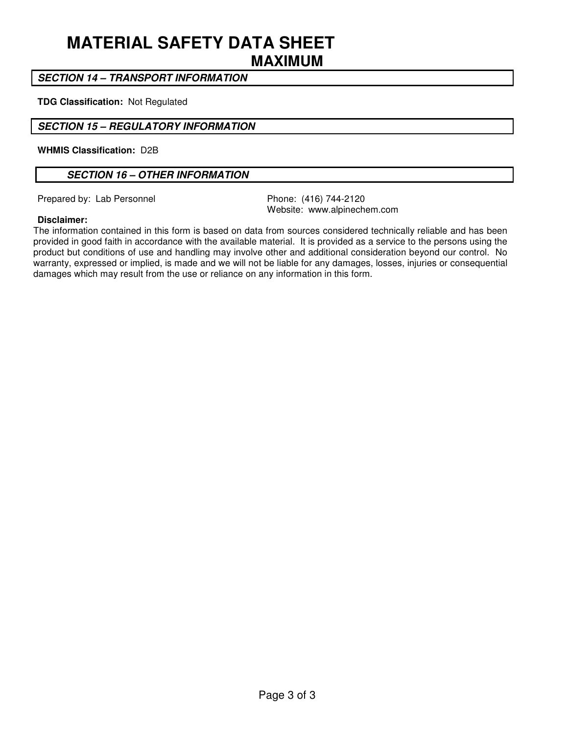# MATERIAL SAFETY DATA SHEET

## MAXIMUM

### *SECTION 14 – TRANSPORT INFORMATION*

**TDG Classification:** Not Regulated

### *SECTION 15 – REGULATORY INFORMATION*

**WHMIS Classification:** D2B

### *SECTION 16 – OTHER INFORMATION*

Prepared by: Lab Personnel

Phone: (416) 744-2120
Website: www.alpinechem.com

**Disclaimer:**

The information contained in this form is based on data from sources considered technically reliable and has been provided in good faith in accordance with the available material. It is provided as a service to the persons using the product but conditions of use and handling may involve other and additional consideration beyond our control. No warranty, expressed or implied, is made and we will not be liable for any damages, losses, injuries or consequential damages which may result from the use or reliance on any information in this form.